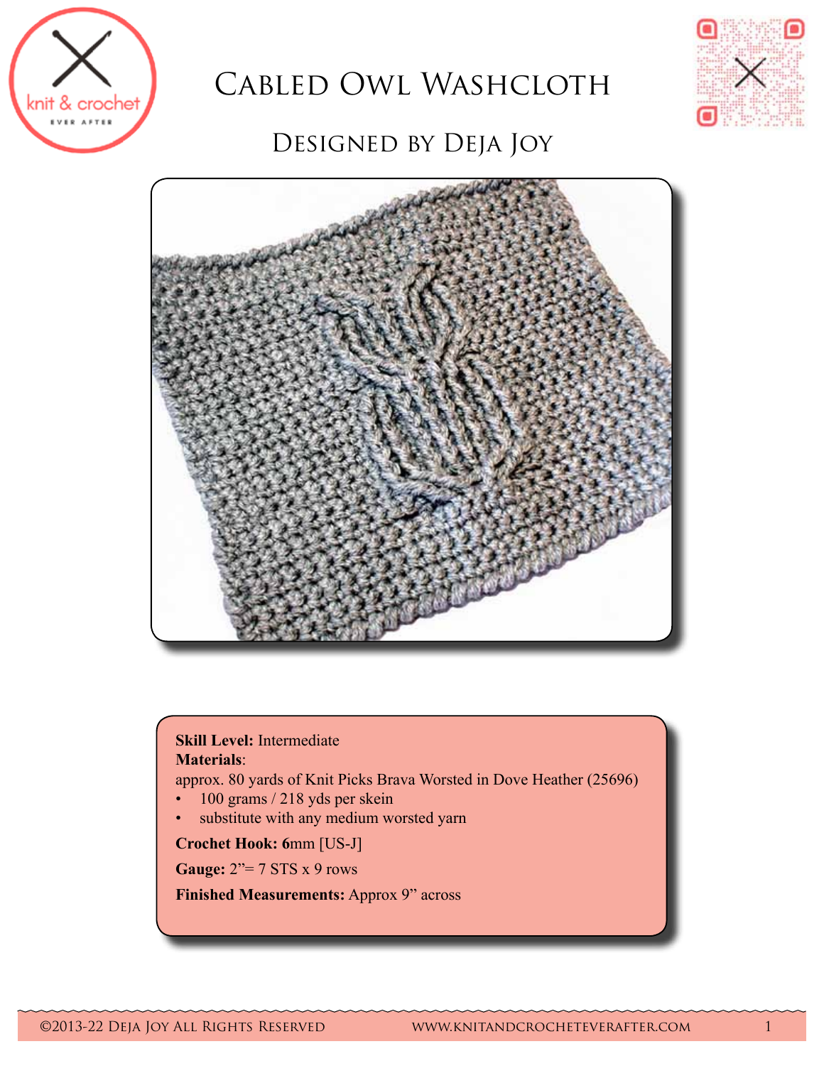# Cabled Owl Washcloth

## Designed by Deja Joy

**Skill Level:** Intermediate
**Materials**:
approx. 80 yards of Knit Picks Brava Worsted in Dove Heather (25696)

- 100 grams / 218 yds per skein
- substitute with any medium worsted yarn

**Crochet Hook: 6**mm [US-J]

**Gauge:** 2”= 7 STS x 9 rows

**Finished Measurements:** Approx 9” across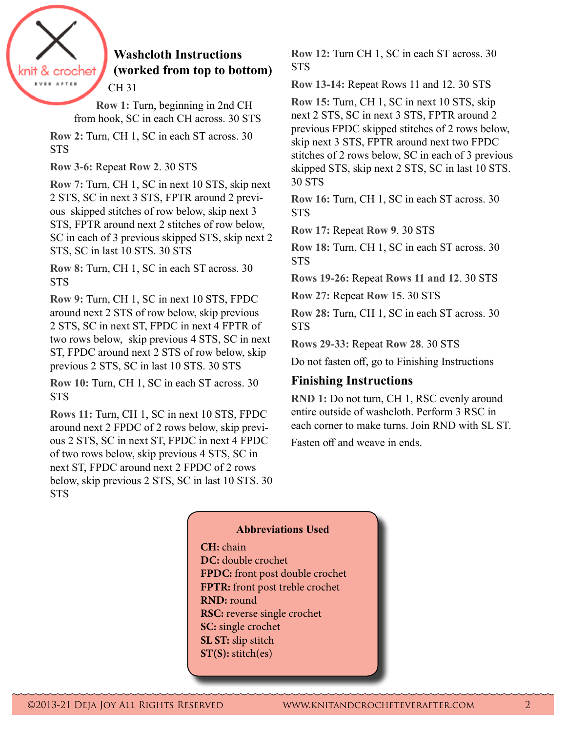## Washcloth Instructions (worked from top to bottom)

CH 31

**Row 1:** Turn, beginning in 2nd CH from hook, SC in each CH across. 30 STS

**Row 2:** Turn, CH 1, SC in each ST across. 30 STS

**Row 3-6:** Repeat **Row 2**. 30 STS

**Row 7:** Turn, CH 1, SC in next 10 STS, skip next 2 STS, SC in next 3 STS, FPTR around 2 previous skipped stitches of row below, skip next 3 STS, FPTR around next 2 stitches of row below, SC in each of 3 previous skipped STS, skip next 2 STS, SC in last 10 STS. 30 STS

**Row 8:** Turn, CH 1, SC in each ST across. 30 STS

**Row 9:** Turn, CH 1, SC in next 10 STS, FPDC around next 2 STS of row below, skip previous 2 STS, SC in next ST, FPDC in next 4 FPTR of two rows below, skip previous 4 STS, SC in next ST, FPDC around next 2 STS of row below, skip previous 2 STS, SC in last 10 STS. 30 STS

**Row 10:** Turn, CH 1, SC in each ST across. 30 STS

**Rows 11:** Turn, CH 1, SC in next 10 STS, FPDC around next 2 FPDC of 2 rows below, skip previous 2 STS, SC in next ST, FPDC in next 4 FPDC of two rows below, skip previous 4 STS, SC in next ST, FPDC around next 2 FPDC of 2 rows below, skip previous 2 STS, SC in last 10 STS. 30 STS

**Row 12:** Turn CH 1, SC in each ST across. 30 STS

**Row 13-14:** Repeat Rows 11 and 12. 30 STS

**Row 15:** Turn, CH 1, SC in next 10 STS, skip next 2 STS, SC in next 3 STS, FPTR around 2 previous FPDC skipped stitches of 2 rows below, skip next 3 STS, FPTR around next two FPDC stitches of 2 rows below, SC in each of 3 previous skipped STS, skip next 2 STS, SC in last 10 STS. 30 STS

**Row 16:** Turn, CH 1, SC in each ST across. 30 STS

**Row 17:** Repeat **Row 9**. 30 STS

**Row 18:** Turn, CH 1, SC in each ST across. 30 STS

**Rows 19-26:** Repeat **Rows 11 and 12**. 30 STS

**Row 27:** Repeat **Row 15**. 30 STS

**Row 28:** Turn, CH 1, SC in each ST across. 30 STS

**Rows 29-33:** Repeat **Row 28**. 30 STS

Do not fasten off, go to Finishing Instructions

## Finishing Instructions

**RND 1:** Do not turn, CH 1, RSC evenly around entire outside of washcloth. Perform 3 RSC in each corner to make turns. Join RND with SL ST.

Fasten off and weave in ends.

### Abbreviations Used

**CH:** chain
**DC:** double crochet
**FPDC:** front post double crochet
**FPTR:** front post treble crochet
**RND:** round
**RSC:** reverse single crochet
**SC:** single crochet
**SL ST:** slip stitch
**ST(S):** stitch(es)

©2013-21 Deja Joy All Rights Reserved www.knitandcrocheteverafter.com